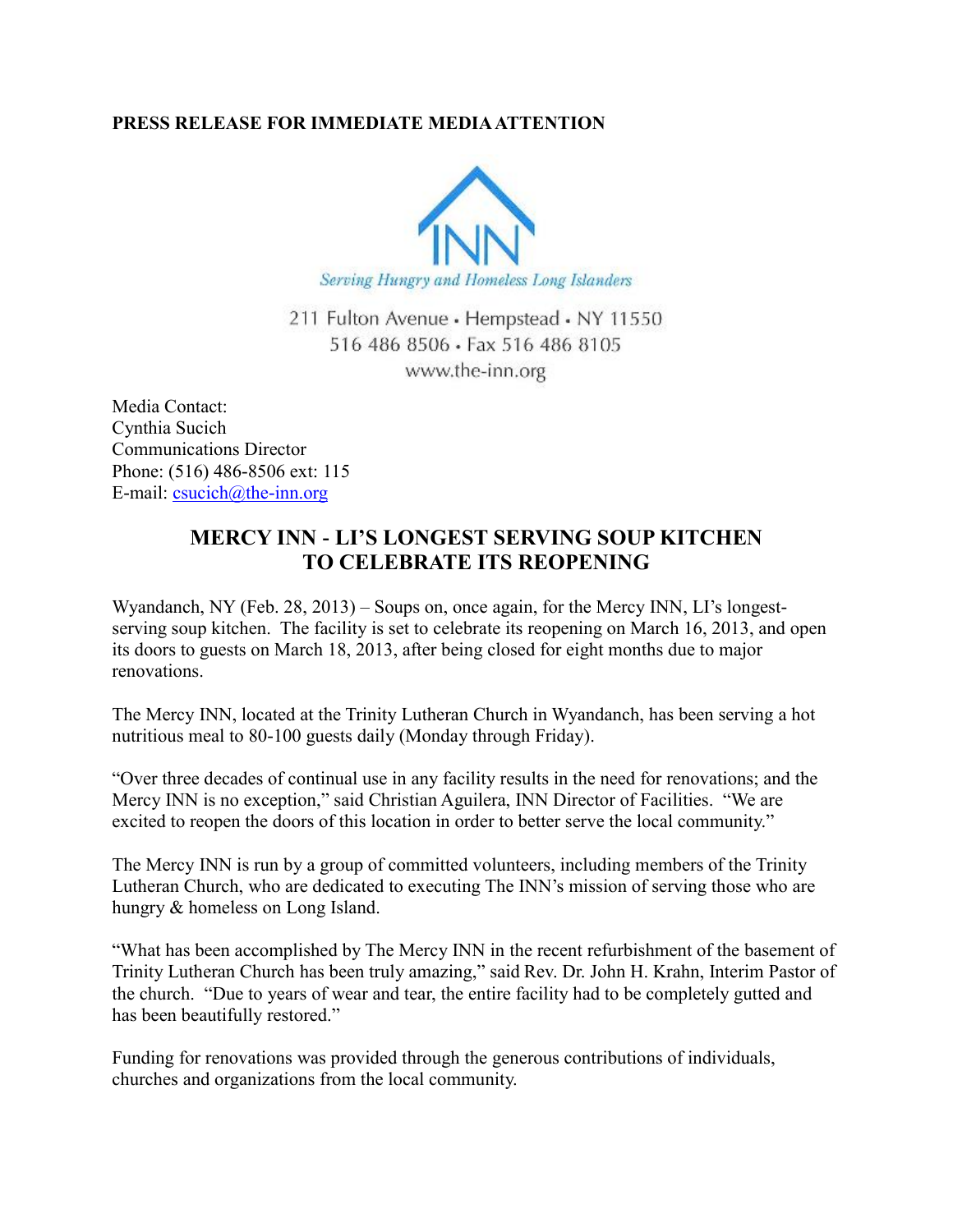**PRESS RELEASE FOR IMMEDIATE MEDIA ATTENTION**

INN

*Serving Hungry and Homeless Long Islanders*

211 Fulton Avenue • Hempstead • NY 11550
516 486 8506 • Fax 516 486 8105
www.the-inn.org

Media Contact:
Cynthia Sucich
Communications Director
Phone: (516) 486-8506 ext: 115
E-mail: csucich@the-inn.org

## MERCY INN - LI'S LONGEST SERVING SOUP KITCHEN TO CELEBRATE ITS REOPENING

Wyandanch, NY (Feb. 28, 2013) – Soups on, once again, for the Mercy INN, LI's longest-serving soup kitchen. The facility is set to celebrate its reopening on March 16, 2013, and open its doors to guests on March 18, 2013, after being closed for eight months due to major renovations.

The Mercy INN, located at the Trinity Lutheran Church in Wyandanch, has been serving a hot nutritious meal to 80-100 guests daily (Monday through Friday).

"Over three decades of continual use in any facility results in the need for renovations; and the Mercy INN is no exception," said Christian Aguilera, INN Director of Facilities. "We are excited to reopen the doors of this location in order to better serve the local community."

The Mercy INN is run by a group of committed volunteers, including members of the Trinity Lutheran Church, who are dedicated to executing The INN's mission of serving those who are hungry & homeless on Long Island.

"What has been accomplished by The Mercy INN in the recent refurbishment of the basement of Trinity Lutheran Church has been truly amazing," said Rev. Dr. John H. Krahn, Interim Pastor of the church. "Due to years of wear and tear, the entire facility had to be completely gutted and has been beautifully restored."

Funding for renovations was provided through the generous contributions of individuals, churches and organizations from the local community.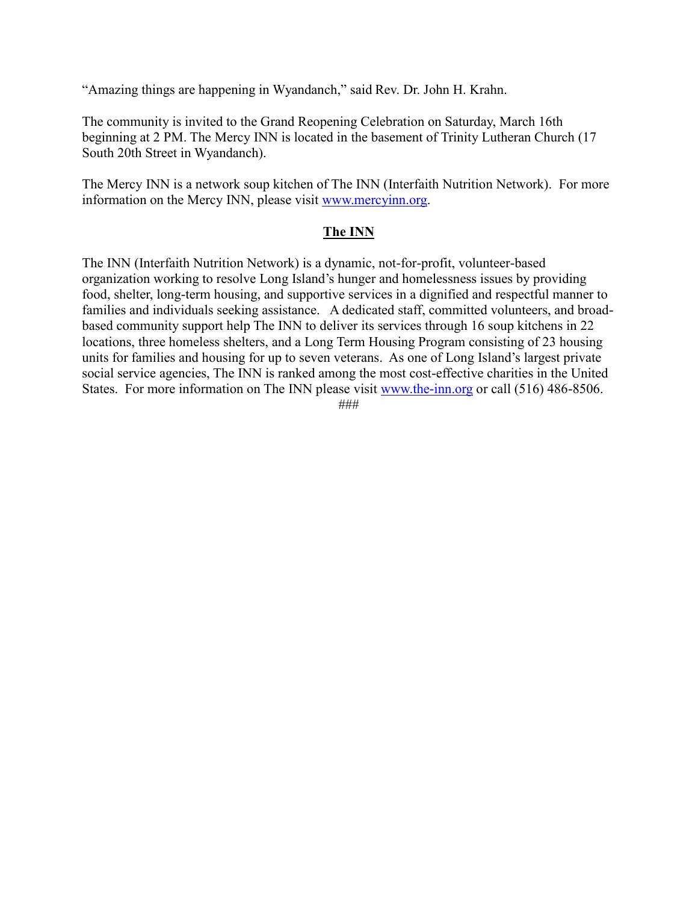"Amazing things are happening in Wyandanch," said Rev. Dr. John H. Krahn.

The community is invited to the Grand Reopening Celebration on Saturday, March 16th beginning at 2 PM. The Mercy INN is located in the basement of Trinity Lutheran Church (17 South 20th Street in Wyandanch).

The Mercy INN is a network soup kitchen of The INN (Interfaith Nutrition Network). For more information on the Mercy INN, please visit www.mercyinn.org.

## **The INN**

The INN (Interfaith Nutrition Network) is a dynamic, not-for-profit, volunteer-based organization working to resolve Long Island's hunger and homelessness issues by providing food, shelter, long-term housing, and supportive services in a dignified and respectful manner to families and individuals seeking assistance. A dedicated staff, committed volunteers, and broad-based community support help The INN to deliver its services through 16 soup kitchens in 22 locations, three homeless shelters, and a Long Term Housing Program consisting of 23 housing units for families and housing for up to seven veterans. As one of Long Island's largest private social service agencies, The INN is ranked among the most cost-effective charities in the United States. For more information on The INN please visit www.the-inn.org or call (516) 486-8506.

###